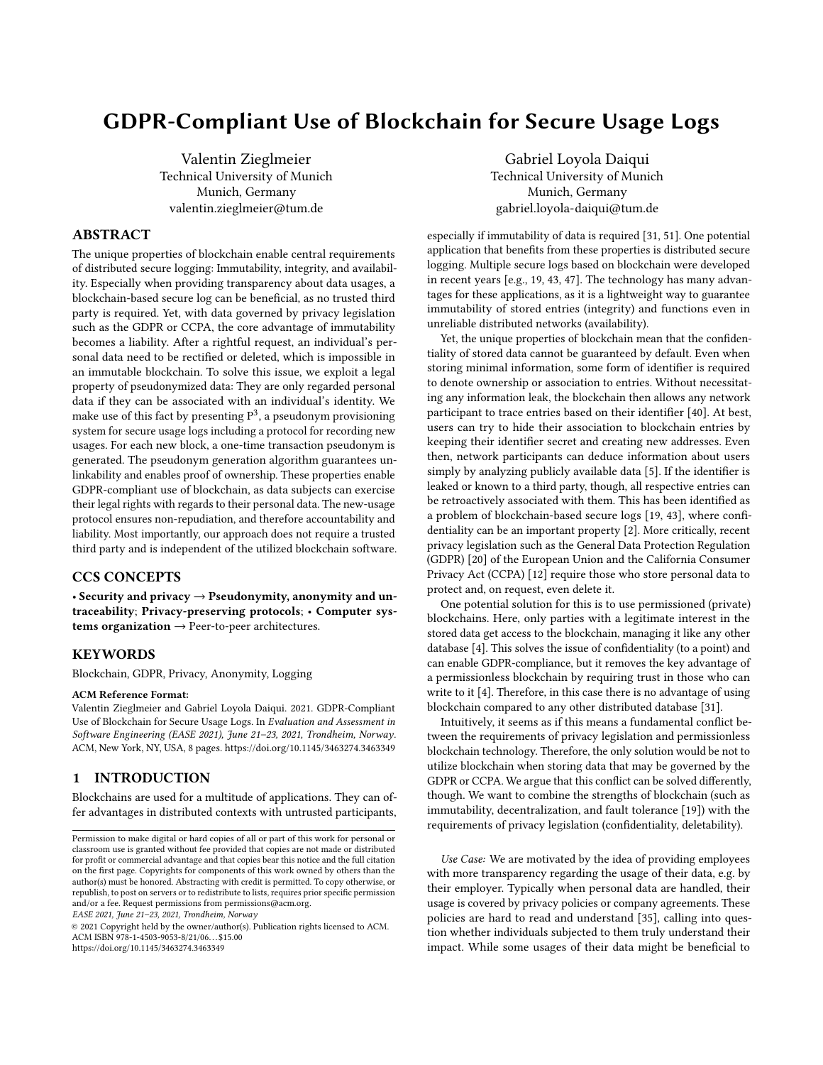# GDPR-Compliant Use of Blockchain for Secure Usage Logs

Valentin Zieglmeier
Technical University of Munich
Munich, Germany
valentin.zieglmeier@tum.de

Gabriel Loyola Daiqui
Technical University of Munich
Munich, Germany
gabriel.loyola-daiqui@tum.de

## ABSTRACT

The unique properties of blockchain enable central requirements of distributed secure logging: Immutability, integrity, and availability. Especially when providing transparency about data usages, a blockchain-based secure log can be beneficial, as no trusted third party is required. Yet, with data governed by privacy legislation such as the GDPR or CCPA, the core advantage of immutability becomes a liability. After a rightful request, an individual's personal data need to be rectified or deleted, which is impossible in an immutable blockchain. To solve this issue, we exploit a legal property of pseudonymized data: They are only regarded personal data if they can be associated with an individual's identity. We make use of this fact by presenting $P^3$, a pseudonym provisioning system for secure usage logs including a protocol for recording new usages. For each new block, a one-time transaction pseudonym is generated. The pseudonym generation algorithm guarantees unlinkability and enables proof of ownership. These properties enable GDPR-compliant use of blockchain, as data subjects can exercise their legal rights with regards to their personal data. The new-usage protocol ensures non-repudiation, and therefore accountability and liability. Most importantly, our approach does not require a trusted third party and is independent of the utilized blockchain software.

## CCS CONCEPTS

• **Security and privacy** → **Pseudonymity, anonymity and untraceability**; **Privacy-preserving protocols**; • **Computer systems organization** → Peer-to-peer architectures.

## KEYWORDS

Blockchain, GDPR, Privacy, Anonymity, Logging

**ACM Reference Format:**
Valentin Zieglmeier and Gabriel Loyola Daiqui. 2021. GDPR-Compliant Use of Blockchain for Secure Usage Logs. In *Evaluation and Assessment in Software Engineering (EASE 2021), June 21–23, 2021, Trondheim, Norway*. ACM, New York, NY, USA, 8 pages. https://doi.org/10.1145/3463274.3463349

## 1 INTRODUCTION

Blockchains are used for a multitude of applications. They can offer advantages in distributed contexts with untrusted participants, especially if immutability of data is required [31, 51]. One potential application that benefits from these properties is distributed secure logging. Multiple secure logs based on blockchain were developed in recent years [e.g., 19, 43, 47]. The technology has many advantages for these applications, as it is a lightweight way to guarantee immutability of stored entries (integrity) and functions even in unreliable distributed networks (availability).

Yet, the unique properties of blockchain mean that the confidentiality of stored data cannot be guaranteed by default. Even when storing minimal information, some form of identifier is required to denote ownership or association to entries. Without necessitating any information leak, the blockchain then allows any network participant to trace entries based on their identifier [40]. At best, users can try to hide their association to blockchain entries by keeping their identifier secret and creating new addresses. Even then, network participants can deduce information about users simply by analyzing publicly available data [5]. If the identifier is leaked or known to a third party, though, all respective entries can be retroactively associated with them. This has been identified as a problem of blockchain-based secure logs [19, 43], where confidentiality can be an important property [2]. More critically, recent privacy legislation such as the General Data Protection Regulation (GDPR) [20] of the European Union and the California Consumer Privacy Act (CCPA) [12] require those who store personal data to protect and, on request, even delete it.

One potential solution for this is to use permissioned (private) blockchains. Here, only parties with a legitimate interest in the stored data get access to the blockchain, managing it like any other database [4]. This solves the issue of confidentiality (to a point) and can enable GDPR-compliance, but it removes the key advantage of a permissionless blockchain by requiring trust in those who can write to it [4]. Therefore, in this case there is no advantage of using blockchain compared to any other distributed database [31].

Intuitively, it seems as if this means a fundamental conflict between the requirements of privacy legislation and permissionless blockchain technology. Therefore, the only solution would be not to utilize blockchain when storing data that may be governed by the GDPR or CCPA. We argue that this conflict can be solved differently, though. We want to combine the strengths of blockchain (such as immutability, decentralization, and fault tolerance [19]) with the requirements of privacy legislation (confidentiality, deletability).

*Use Case:* We are motivated by the idea of providing employees with more transparency regarding the usage of their data, e.g. by their employer. Typically when personal data are handled, their usage is covered by privacy policies or company agreements. These policies are hard to read and understand [35], calling into question whether individuals subjected to them truly understand their impact. While some usages of their data might be beneficial to

Permission to make digital or hard copies of all or part of this work for personal or classroom use is granted without fee provided that copies are not made or distributed for profit or commercial advantage and that copies bear this notice and the full citation on the first page. Copyrights for components of this work owned by others than the author(s) must be honored. Abstracting with credit is permitted. To copy otherwise, or republish, to post on servers or to redistribute to lists, requires prior specific permission and/or a fee. Request permissions from permissions@acm.org.
*EASE 2021, June 21–23, 2021, Trondheim, Norway*
© 2021 Copyright held by the owner/author(s). Publication rights licensed to ACM.
ACM ISBN 978-1-4503-9053-8/21/06…$15.00
https://doi.org/10.1145/3463274.3463349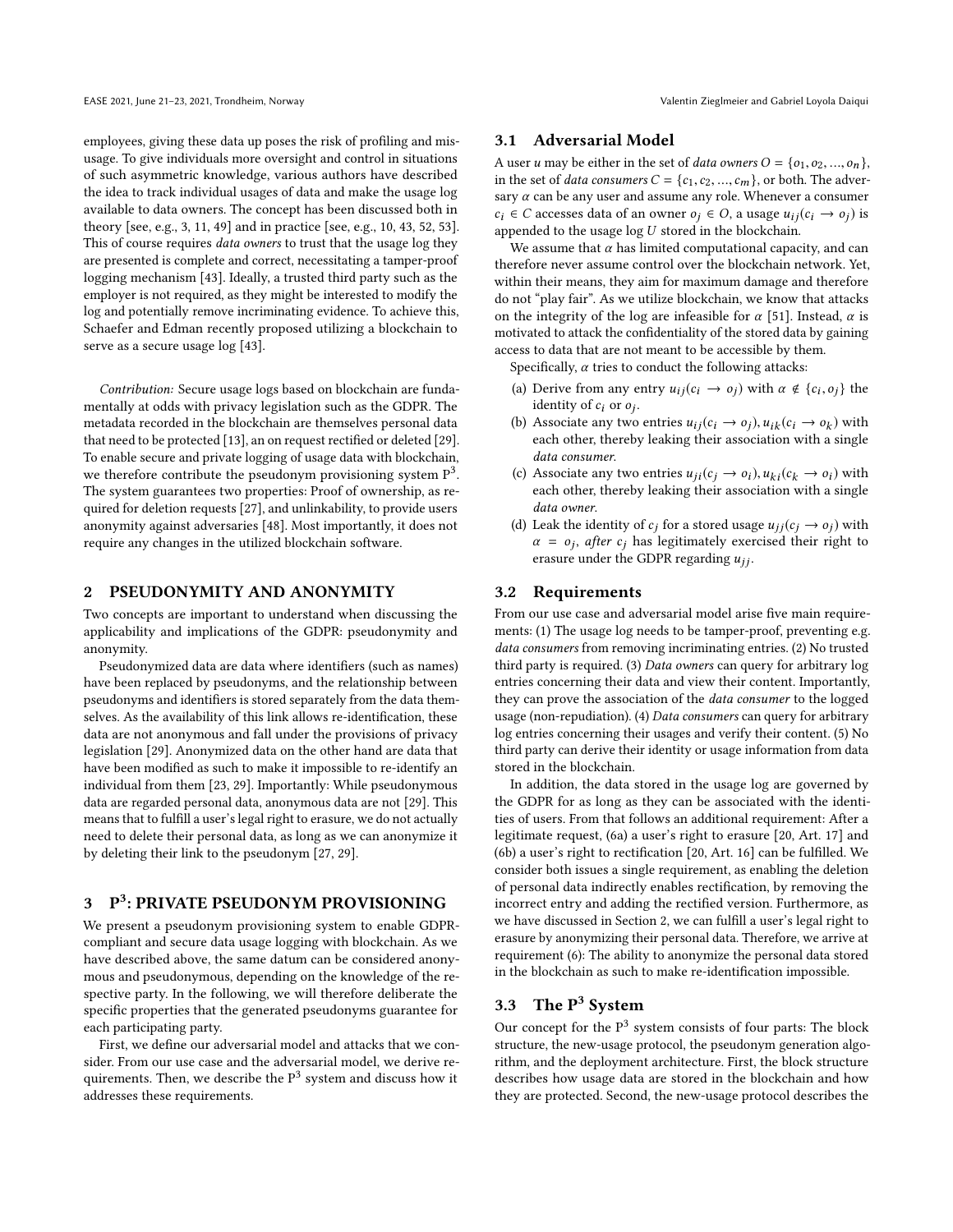employees, giving these data up poses the risk of profiling and misusage. To give individuals more oversight and control in situations of such asymmetric knowledge, various authors have described the idea to track individual usages of data and make the usage log available to data owners. The concept has been discussed both in theory [see, e.g., 3, 11, 49] and in practice [see, e.g., 10, 43, 52, 53]. This of course requires *data owners* to trust that the usage log they are presented is complete and correct, necessitating a tamper-proof logging mechanism [43]. Ideally, a trusted third party such as the employer is not required, as they might be interested to modify the log and potentially remove incriminating evidence. To achieve this, Schaefer and Edman recently proposed utilizing a blockchain to serve as a secure usage log [43].

*Contribution:* Secure usage logs based on blockchain are fundamentally at odds with privacy legislation such as the GDPR. The metadata recorded in the blockchain are themselves personal data that need to be protected [13], an on request rectified or deleted [29]. To enable secure and private logging of usage data with blockchain, we therefore contribute the pseudonym provisioning system P$^3$. The system guarantees two properties: Proof of ownership, as required for deletion requests [27], and unlinkability, to provide users anonymity against adversaries [48]. Most importantly, it does not require any changes in the utilized blockchain software.

## 2 PSEUDONYMITY AND ANONYMITY

Two concepts are important to understand when discussing the applicability and implications of the GDPR: pseudonymity and anonymity.

Pseudonymized data are data where identifiers (such as names) have been replaced by pseudonyms, and the relationship between pseudonyms and identifiers is stored separately from the data themselves. As the availability of this link allows re-identification, these data are not anonymous and fall under the provisions of privacy legislation [29]. Anonymized data on the other hand are data that have been modified as such to make it impossible to re-identify an individual from them [23, 29]. Importantly: While pseudonymous data are regarded personal data, anonymous data are not [29]. This means that to fulfill a user's legal right to erasure, we do not actually need to delete their personal data, as long as we can anonymize it by deleting their link to the pseudonym [27, 29].

## 3 P$^3$: PRIVATE PSEUDONYM PROVISIONING

We present a pseudonym provisioning system to enable GDPR-compliant and secure data usage logging with blockchain. As we have described above, the same datum can be considered anonymous and pseudonymous, depending on the knowledge of the respective party. In the following, we will therefore deliberate the specific properties that the generated pseudonyms guarantee for each participating party.

First, we define our adversarial model and attacks that we consider. From our use case and the adversarial model, we derive requirements. Then, we describe the P$^3$ system and discuss how it addresses these requirements.

### 3.1 Adversarial Model

A user $u$ may be either in the set of *data owners* $O = \{o_1, o_2, ..., o_n\}$, in the set of *data consumers* $C = \{c_1, c_2, ..., c_m\}$, or both. The adversary $\alpha$ can be any user and assume any role. Whenever a consumer $c_i \in C$ accesses data of an owner $o_j \in O$, a usage $u_{ij}(c_i \rightarrow o_j)$ is appended to the usage log $U$ stored in the blockchain.

We assume that $\alpha$ has limited computational capacity, and can therefore never assume control over the blockchain network. Yet, within their means, they aim for maximum damage and therefore do not "play fair". As we utilize blockchain, we know that attacks on the integrity of the log are infeasible for $\alpha$ [51]. Instead, $\alpha$ is motivated to attack the confidentiality of the stored data by gaining access to data that are not meant to be accessible by them.

Specifically, $\alpha$ tries to conduct the following attacks:

(a) Derive from any entry $u_{ij}(c_i \rightarrow o_j)$ with $\alpha \notin \{c_i, o_j\}$ the identity of $c_i$ or $o_j$.
(b) Associate any two entries $u_{ij}(c_i \rightarrow o_j), u_{ik}(c_i \rightarrow o_k)$ with each other, thereby leaking their association with a single *data consumer*.
(c) Associate any two entries $u_{ji}(c_j \rightarrow o_i), u_{ki}(c_k \rightarrow o_i)$ with each other, thereby leaking their association with a single *data owner*.
(d) Leak the identity of $c_j$ for a stored usage $u_{jj}(c_j \rightarrow o_j)$ with $\alpha = o_j$, *after* $c_j$ has legitimately exercised their right to erasure under the GDPR regarding $u_{jj}$.

### 3.2 Requirements

From our use case and adversarial model arise five main requirements: (1) The usage log needs to be tamper-proof, preventing e.g. *data consumers* from removing incriminating entries. (2) No trusted third party is required. (3) *Data owners* can query for arbitrary log entries concerning their data and view their content. Importantly, they can prove the association of the *data consumer* to the logged usage (non-repudiation). (4) *Data consumers* can query for arbitrary log entries concerning their usages and verify their content. (5) No third party can derive their identity or usage information from data stored in the blockchain.

In addition, the data stored in the usage log are governed by the GDPR for as long as they can be associated with the identities of users. From that follows an additional requirement: After a legitimate request, (6a) a user's right to erasure [20, Art. 17] and (6b) a user's right to rectification [20, Art. 16] can be fulfilled. We consider both issues a single requirement, as enabling the deletion of personal data indirectly enables rectification, by removing the incorrect entry and adding the rectified version. Furthermore, as we have discussed in Section 2, we can fulfill a user's legal right to erasure by anonymizing their personal data. Therefore, we arrive at requirement (6): The ability to anonymize the personal data stored in the blockchain as such to make re-identification impossible.

### 3.3 The P$^3$ System

Our concept for the P$^3$ system consists of four parts: The block structure, the new-usage protocol, the pseudonym generation algorithm, and the deployment architecture. First, the block structure describes how usage data are stored in the blockchain and how they are protected. Second, the new-usage protocol describes the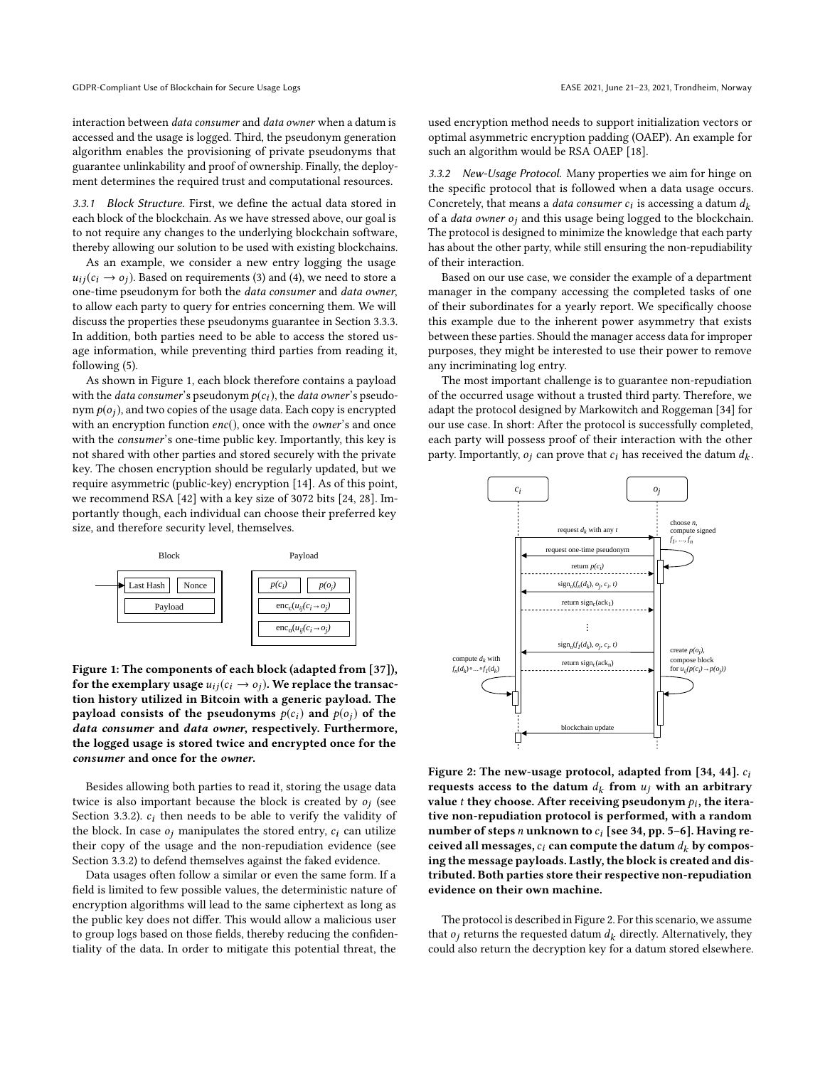interaction between *data consumer* and *data owner* when a datum is accessed and the usage is logged. Third, the pseudonym generation algorithm enables the provisioning of private pseudonyms that guarantee unlinkability and proof of ownership. Finally, the deployment determines the required trust and computational resources.

#### 3.3.1 Block Structure.

First, we define the actual data stored in each block of the blockchain. As we have stressed above, our goal is to not require any changes to the underlying blockchain software, thereby allowing our solution to be used with existing blockchains.

As an example, we consider a new entry logging the usage $u_{ij}(c_i \rightarrow o_j)$. Based on requirements (3) and (4), we need to store a one-time pseudonym for both the *data consumer* and *data owner*, to allow each party to query for entries concerning them. We will discuss the properties these pseudonyms guarantee in Section 3.3.3. In addition, both parties need to be able to access the stored usage information, while preventing third parties from reading it, following (5).

As shown in Figure 1, each block therefore contains a payload with the *data consumer*'s pseudonym $p(c_i)$, the *data owner*'s pseudonym $p(o_j)$, and two copies of the usage data. Each copy is encrypted with an encryption function *enc*(), once with the *owner*'s and once with the *consumer*'s one-time public key. Importantly, this key is not shared with other parties and stored securely with the private key. The chosen encryption should be regularly updated, but we require asymmetric (public-key) encryption [14]. As of this point, we recommend RSA [42] with a key size of 3072 bits [24, 28]. Importantly though, each individual can choose their preferred key size, and therefore security level, themselves.

**Figure 1: The components of each block (adapted from [37]), for the exemplary usage $u_{ij}(c_i \rightarrow o_j)$. We replace the transaction history utilized in Bitcoin with a generic payload. The payload consists of the pseudonyms $p(c_i)$ and $p(o_j)$ of the *data consumer* and *data owner*, respectively. Furthermore, the logged usage is stored twice and encrypted once for the *consumer* and once for the *owner*.**

Besides allowing both parties to read it, storing the usage data twice is also important because the block is created by $o_j$ (see Section 3.3.2). $c_i$ then needs to be able to verify the validity of the block. In case $o_j$ manipulates the stored entry, $c_i$ can utilize their copy of the usage and the non-repudiation evidence (see Section 3.3.2) to defend themselves against the faked evidence.

Data usages often follow a similar or even the same form. If a field is limited to few possible values, the deterministic nature of encryption algorithms will lead to the same ciphertext as long as the public key does not differ. This would allow a malicious user to group logs based on those fields, thereby reducing the confidentiality of the data. In order to mitigate this potential threat, the used encryption method needs to support initialization vectors or optimal asymmetric encryption padding (OAEP). An example for such an algorithm would be RSA OAEP [18].

#### 3.3.2 New-Usage Protocol.

Many properties we aim for hinge on the specific protocol that is followed when a data usage occurs. Concretely, that means a *data consumer* $c_i$ is accessing a datum $d_k$ of a *data owner* $o_j$ and this usage being logged to the blockchain. The protocol is designed to minimize the knowledge that each party has about the other party, while still ensuring the non-repudiability of their interaction.

Based on our use case, we consider the example of a department manager in the company accessing the completed tasks of one of their subordinates for a yearly report. We specifically choose this example due to the inherent power asymmetry that exists between these parties. Should the manager access data for improper purposes, they might be interested to use their power to remove any incriminating log entry.

The most important challenge is to guarantee non-repudiation of the occurred usage without a trusted third party. Therefore, we adapt the protocol designed by Markowitch and Roggeman [34] for our use case. In short: After the protocol is successfully completed, each party will possess proof of their interaction with the other party. Importantly, $o_j$ can prove that $c_i$ has received the datum $d_k$.

**Figure 2: The new-usage protocol, adapted from [34, 44]. $c_i$ requests access to the datum $d_k$ from $u_j$ with an arbitrary value $t$ they choose. After receiving pseudonym $p_i$, the iterative non-repudiation protocol is performed, with a random number of steps $n$ unknown to $c_i$ [see 34, pp. 5–6]. Having received all messages, $c_i$ can compute the datum $d_k$ by composing the message payloads. Lastly, the block is created and distributed. Both parties store their respective non-repudiation evidence on their own machine.**

The protocol is described in Figure 2. For this scenario, we assume that $o_j$ returns the requested datum $d_k$ directly. Alternatively, they could also return the decryption key for a datum stored elsewhere.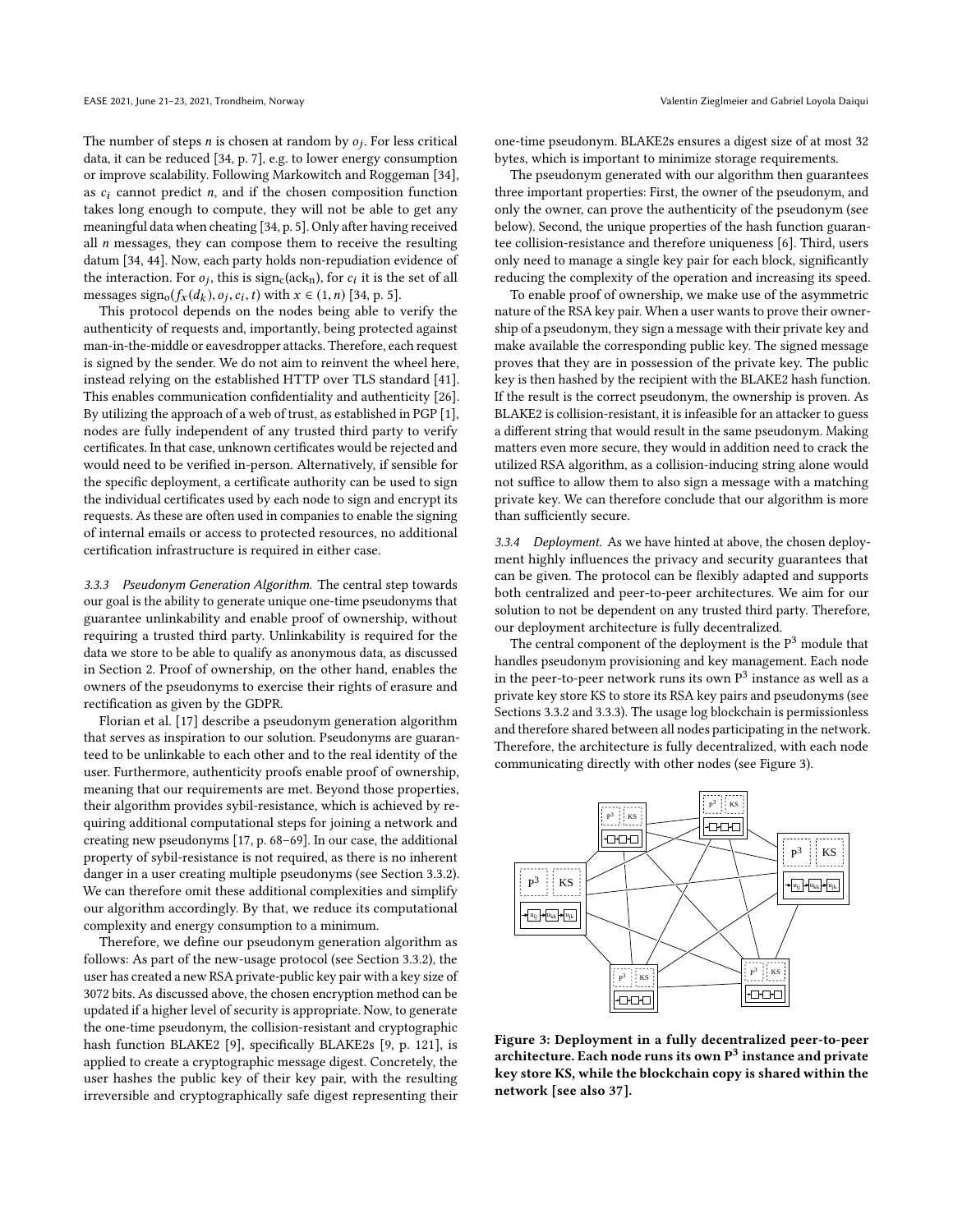The number of steps $n$ is chosen at random by $o_j$. For less critical data, it can be reduced [34, p. 7], e.g. to lower energy consumption or improve scalability. Following Markowitch and Roggeman [34], as $c_i$ cannot predict $n$, and if the chosen composition function takes long enough to compute, they will not be able to get any meaningful data when cheating [34, p. 5]. Only after having received all $n$ messages, they can compose them to receive the resulting datum [34, 44]. Now, each party holds non-repudiation evidence of the interaction. For $o_j$, this is $\text{sign}_c(\text{ack}_n)$, for $c_i$ it is the set of all messages $\text{sign}_o(f_x(d_k), o_j, c_i, t)$ with $x \in (1, n)$ [34, p. 5].

This protocol depends on the nodes being able to verify the authenticity of requests and, importantly, being protected against man-in-the-middle or eavesdropper attacks. Therefore, each request is signed by the sender. We do not aim to reinvent the wheel here, instead relying on the established HTTP over TLS standard [41]. This enables communication confidentiality and authenticity [26]. By utilizing the approach of a web of trust, as established in PGP [1], nodes are fully independent of any trusted third party to verify certificates. In that case, unknown certificates would be rejected and would need to be verified in-person. Alternatively, if sensible for the specific deployment, a certificate authority can be used to sign the individual certificates used by each node to sign and encrypt its requests. As these are often used in companies to enable the signing of internal emails or access to protected resources, no additional certification infrastructure is required in either case.

*3.3.3 Pseudonym Generation Algorithm.* The central step towards our goal is the ability to generate unique one-time pseudonyms that guarantee unlinkability and enable proof of ownership, without requiring a trusted third party. Unlinkability is required for the data we store to be able to qualify as anonymous data, as discussed in Section 2. Proof of ownership, on the other hand, enables the owners of the pseudonyms to exercise their rights of erasure and rectification as given by the GDPR.

Florian et al. [17] describe a pseudonym generation algorithm that serves as inspiration to our solution. Pseudonyms are guaranteed to be unlinkable to each other and to the real identity of the user. Furthermore, authenticity proofs enable proof of ownership, meaning that our requirements are met. Beyond those properties, their algorithm provides sybil-resistance, which is achieved by requiring additional computational steps for joining a network and creating new pseudonyms [17, p. 68–69]. In our case, the additional property of sybil-resistance is not required, as there is no inherent danger in a user creating multiple pseudonyms (see Section 3.3.2). We can therefore omit these additional complexities and simplify our algorithm accordingly. By that, we reduce its computational complexity and energy consumption to a minimum.

Therefore, we define our pseudonym generation algorithm as follows: As part of the new-usage protocol (see Section 3.3.2), the user has created a new RSA private-public key pair with a key size of 3072 bits. As discussed above, the chosen encryption method can be updated if a higher level of security is appropriate. Now, to generate the one-time pseudonym, the collision-resistant and cryptographic hash function BLAKE2 [9], specifically BLAKE2s [9, p. 121], is applied to create a cryptographic message digest. Concretely, the user hashes the public key of their key pair, with the resulting irreversible and cryptographically safe digest representing their one-time pseudonym. BLAKE2s ensures a digest size of at most 32 bytes, which is important to minimize storage requirements.

The pseudonym generated with our algorithm then guarantees three important properties: First, the owner of the pseudonym, and only the owner, can prove the authenticity of the pseudonym (see below). Second, the unique properties of the hash function guarantee collision-resistance and therefore uniqueness [6]. Third, users only need to manage a single key pair for each block, significantly reducing the complexity of the operation and increasing its speed.

To enable proof of ownership, we make use of the asymmetric nature of the RSA key pair. When a user wants to prove their ownership of a pseudonym, they sign a message with their private key and make available the corresponding public key. The signed message proves that they are in possession of the private key. The public key is then hashed by the recipient with the BLAKE2 hash function. If the result is the correct pseudonym, the ownership is proven. As BLAKE2 is collision-resistant, it is infeasible for an attacker to guess a different string that would result in the same pseudonym. Making matters even more secure, they would in addition need to crack the utilized RSA algorithm, as a collision-inducing string alone would not suffice to allow them to also sign a message with a matching private key. We can therefore conclude that our algorithm is more than sufficiently secure.

*3.3.4 Deployment.* As we have hinted at above, the chosen deployment highly influences the privacy and security guarantees that can be given. The protocol can be flexibly adapted and supports both centralized and peer-to-peer architectures. We aim for our solution to not be dependent on any trusted third party. Therefore, our deployment architecture is fully decentralized.

The central component of the deployment is the $P^3$ module that handles pseudonym provisioning and key management. Each node in the peer-to-peer network runs its own $P^3$ instance as well as a private key store KS to store its RSA key pairs and pseudonyms (see Sections 3.3.2 and 3.3.3). The usage log blockchain is permissionless and therefore shared between all nodes participating in the network. Therefore, the architecture is fully decentralized, with each node communicating directly with other nodes (see Figure 3).

**Figure 3: Deployment in a fully decentralized peer-to-peer architecture. Each node runs its own $P^3$ instance and private key store KS, while the blockchain copy is shared within the network [see also 37].**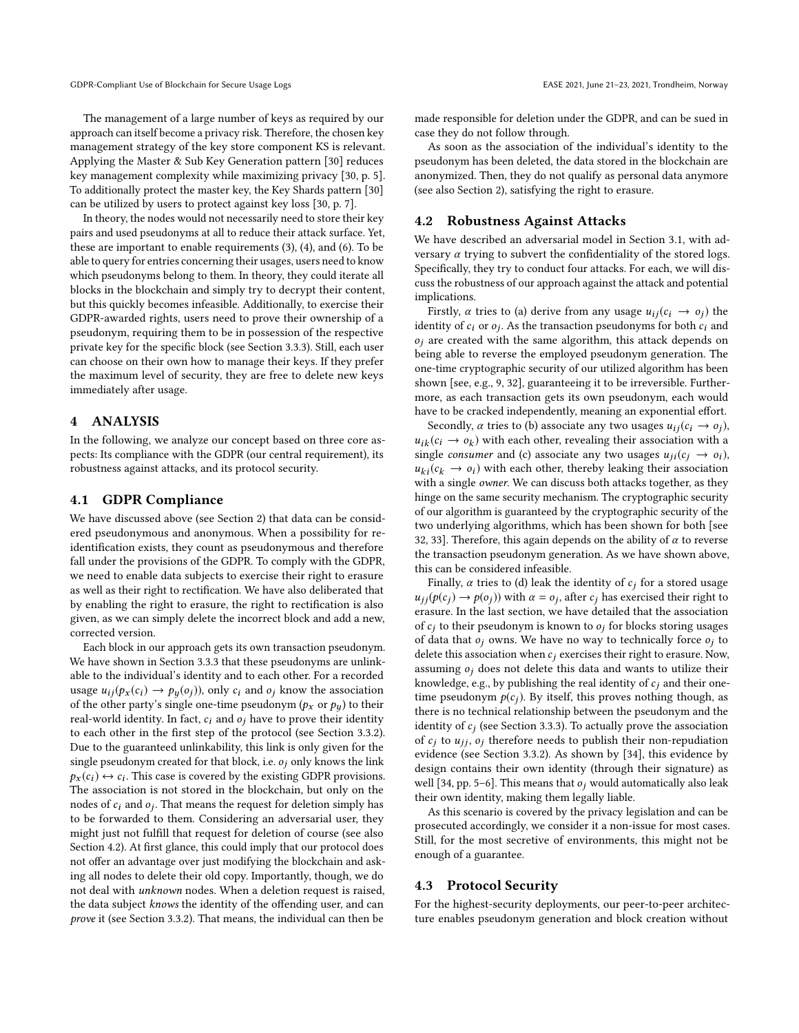The management of a large number of keys as required by our approach can itself become a privacy risk. Therefore, the chosen key management strategy of the key store component KS is relevant. Applying the Master & Sub Key Generation pattern [30] reduces key management complexity while maximizing privacy [30, p. 5]. To additionally protect the master key, the Key Shards pattern [30] can be utilized by users to protect against key loss [30, p. 7].

In theory, the nodes would not necessarily need to store their key pairs and used pseudonyms at all to reduce their attack surface. Yet, these are important to enable requirements (3), (4), and (6). To be able to query for entries concerning their usages, users need to know which pseudonyms belong to them. In theory, they could iterate all blocks in the blockchain and simply try to decrypt their content, but this quickly becomes infeasible. Additionally, to exercise their GDPR-awarded rights, users need to prove their ownership of a pseudonym, requiring them to be in possession of the respective private key for the specific block (see Section 3.3.3). Still, each user can choose on their own how to manage their keys. If they prefer the maximum level of security, they are free to delete new keys immediately after usage.

# 4 ANALYSIS

In the following, we analyze our concept based on three core aspects: Its compliance with the GDPR (our central requirement), its robustness against attacks, and its protocol security.

## 4.1 GDPR Compliance

We have discussed above (see Section 2) that data can be considered pseudonymous and anonymous. When a possibility for re-identification exists, they count as pseudonymous and therefore fall under the provisions of the GDPR. To comply with the GDPR, we need to enable data subjects to exercise their right to erasure as well as their right to rectification. We have also deliberated that by enabling the right to erasure, the right to rectification is also given, as we can simply delete the incorrect block and add a new, corrected version.

Each block in our approach gets its own transaction pseudonym. We have shown in Section 3.3.3 that these pseudonyms are unlinkable to the individual's identity and to each other. For a recorded usage $u_{ij}(p_x(c_i) \rightarrow p_y(o_j))$, only $c_i$ and $o_j$ know the association of the other party's single one-time pseudonym ($p_x$ or $p_y$) to their real-world identity. In fact, $c_i$ and $o_j$ have to prove their identity to each other in the first step of the protocol (see Section 3.3.2). Due to the guaranteed unlinkability, this link is only given for the single pseudonym created for that block, i.e. $o_j$ only knows the link $p_x(c_i) \leftrightarrow c_i$. This case is covered by the existing GDPR provisions. The association is not stored in the blockchain, but only on the nodes of $c_i$ and $o_j$. That means the request for deletion simply has to be forwarded to them. Considering an adversarial user, they might just not fulfill that request for deletion of course (see also Section 4.2). At first glance, this could imply that our protocol does not offer an advantage over just modifying the blockchain and asking all nodes to delete their old copy. Importantly, though, we do not deal with *unknown* nodes. When a deletion request is raised, the data subject *knows* the identity of the offending user, and can *prove* it (see Section 3.3.2). That means, the individual can then be made responsible for deletion under the GDPR, and can be sued in case they do not follow through.

As soon as the association of the individual's identity to the pseudonym has been deleted, the data stored in the blockchain are anonymized. Then, they do not qualify as personal data anymore (see also Section 2), satisfying the right to erasure.

## 4.2 Robustness Against Attacks

We have described an adversarial model in Section 3.1, with adversary $\alpha$ trying to subvert the confidentiality of the stored logs. Specifically, they try to conduct four attacks. For each, we will discuss the robustness of our approach against the attack and potential implications.

Firstly, $\alpha$ tries to (a) derive from any usage $u_{ij}(c_i \rightarrow o_j)$ the identity of $c_i$ or $o_j$. As the transaction pseudonyms for both $c_i$ and $o_j$ are created with the same algorithm, this attack depends on being able to reverse the employed pseudonym generation. The one-time cryptographic security of our utilized algorithm has been shown [see, e.g., 9, 32], guaranteeing it to be irreversible. Furthermore, as each transaction gets its own pseudonym, each would have to be cracked independently, meaning an exponential effort.

Secondly, $\alpha$ tries to (b) associate any two usages $u_{ij}(c_i \rightarrow o_j)$, $u_{ik}(c_i \rightarrow o_k)$ with each other, revealing their association with a single *consumer* and (c) associate any two usages $u_{ji}(c_j \rightarrow o_i)$, $u_{ki}(c_k \rightarrow o_i)$ with each other, thereby leaking their association with a single *owner*. We can discuss both attacks together, as they hinge on the same security mechanism. The cryptographic security of our algorithm is guaranteed by the cryptographic security of the two underlying algorithms, which has been shown for both [see 32, 33]. Therefore, this again depends on the ability of $\alpha$ to reverse the transaction pseudonym generation. As we have shown above, this can be considered infeasible.

Finally, $\alpha$ tries to (d) leak the identity of $c_j$ for a stored usage $u_{jj}(p(c_j) \rightarrow p(o_j))$ with $\alpha = o_j$, after $c_j$ has exercised their right to erasure. In the last section, we have detailed that the association of $c_j$ to their pseudonym is known to $o_j$ for blocks storing usages of data that $o_j$ owns. We have no way to technically force $o_j$ to delete this association when $c_j$ exercises their right to erasure. Now, assuming $o_j$ does not delete this data and wants to utilize their knowledge, e.g., by publishing the real identity of $c_j$ and their one-time pseudonym $p(c_j)$. By itself, this proves nothing though, as there is no technical relationship between the pseudonym and the identity of $c_j$ (see Section 3.3.3). To actually prove the association of $c_j$ to $u_{jj}$, $o_j$ therefore needs to publish their non-repudiation evidence (see Section 3.3.2). As shown by [34], this evidence by design contains their own identity (through their signature) as well [34, pp. 5–6]. This means that $o_j$ would automatically also leak their own identity, making them legally liable.

As this scenario is covered by the privacy legislation and can be prosecuted accordingly, we consider it a non-issue for most cases. Still, for the most secretive of environments, this might not be enough of a guarantee.

## 4.3 Protocol Security

For the highest-security deployments, our peer-to-peer architecture enables pseudonym generation and block creation without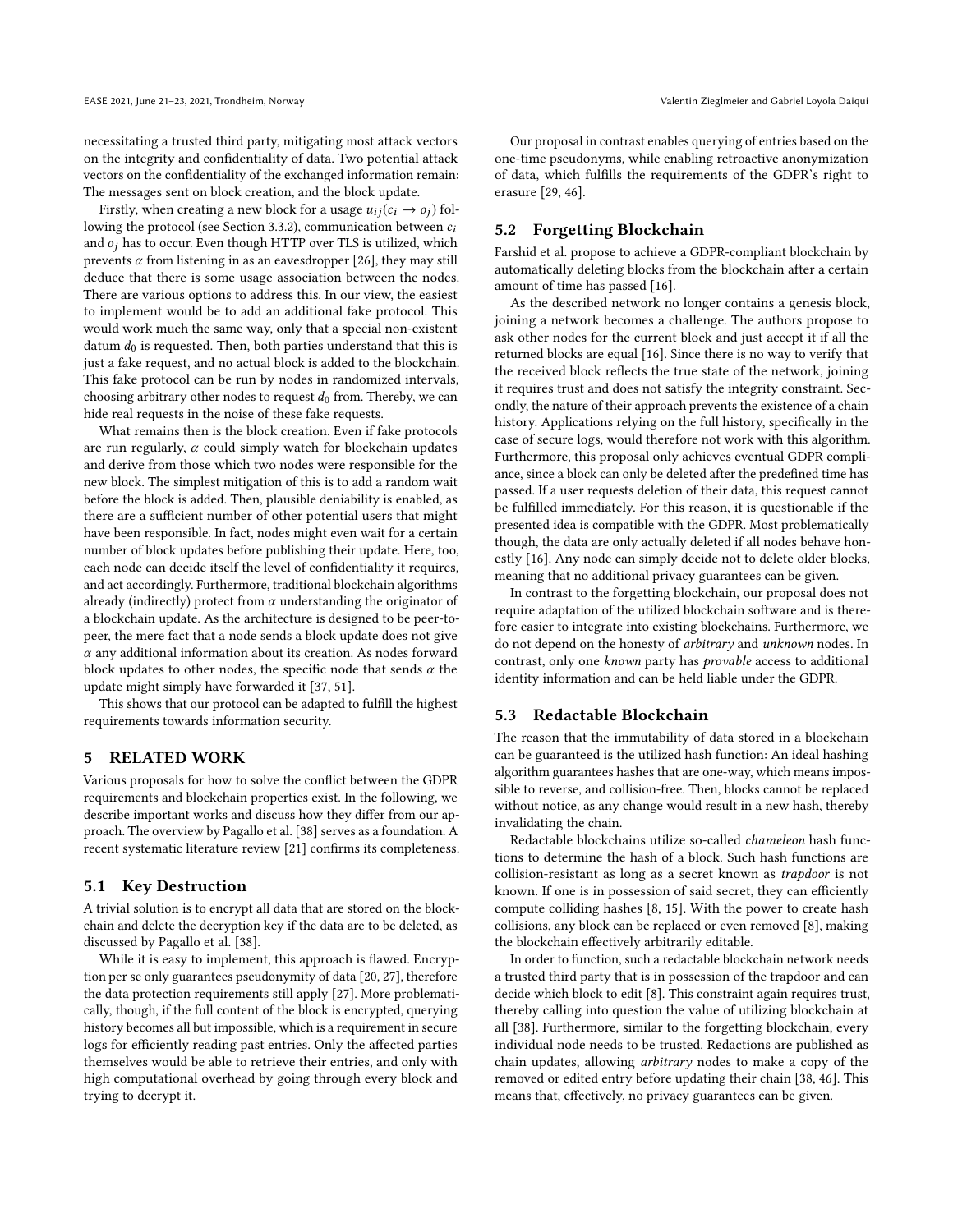necessitating a trusted third party, mitigating most attack vectors on the integrity and confidentiality of data. Two potential attack vectors on the confidentiality of the exchanged information remain: The messages sent on block creation, and the block update.

Firstly, when creating a new block for a usage $u_{ij}(c_i \rightarrow o_j)$ following the protocol (see Section 3.3.2), communication between $c_i$ and $o_j$ has to occur. Even though HTTP over TLS is utilized, which prevents $\alpha$ from listening in as an eavesdropper [26], they may still deduce that there is some usage association between the nodes. There are various options to address this. In our view, the easiest to implement would be to add an additional fake protocol. This would work much the same way, only that a special non-existent datum $d_0$ is requested. Then, both parties understand that this is just a fake request, and no actual block is added to the blockchain. This fake protocol can be run by nodes in randomized intervals, choosing arbitrary other nodes to request $d_0$ from. Thereby, we can hide real requests in the noise of these fake requests.

What remains then is the block creation. Even if fake protocols are run regularly, $\alpha$ could simply watch for blockchain updates and derive from those which two nodes were responsible for the new block. The simplest mitigation of this is to add a random wait before the block is added. Then, plausible deniability is enabled, as there are a sufficient number of other potential users that might have been responsible. In fact, nodes might even wait for a certain number of block updates before publishing their update. Here, too, each node can decide itself the level of confidentiality it requires, and act accordingly. Furthermore, traditional blockchain algorithms already (indirectly) protect from $\alpha$ understanding the originator of a blockchain update. As the architecture is designed to be peer-to-peer, the mere fact that a node sends a block update does not give $\alpha$ any additional information about its creation. As nodes forward block updates to other nodes, the specific node that sends $\alpha$ the update might simply have forwarded it [37, 51].

This shows that our protocol can be adapted to fulfill the highest requirements towards information security.

## 5 RELATED WORK

Various proposals for how to solve the conflict between the GDPR requirements and blockchain properties exist. In the following, we describe important works and discuss how they differ from our approach. The overview by Pagallo et al. [38] serves as a foundation. A recent systematic literature review [21] confirms its completeness.

### 5.1 Key Destruction

A trivial solution is to encrypt all data that are stored on the blockchain and delete the decryption key if the data are to be deleted, as discussed by Pagallo et al. [38].

While it is easy to implement, this approach is flawed. Encryption per se only guarantees pseudonymity of data [20, 27], therefore the data protection requirements still apply [27]. More problematically, though, if the full content of the block is encrypted, querying history becomes all but impossible, which is a requirement in secure logs for efficiently reading past entries. Only the affected parties themselves would be able to retrieve their entries, and only with high computational overhead by going through every block and trying to decrypt it.

Our proposal in contrast enables querying of entries based on the one-time pseudonyms, while enabling retroactive anonymization of data, which fulfills the requirements of the GDPR's right to erasure [29, 46].

### 5.2 Forgetting Blockchain

Farshid et al. propose to achieve a GDPR-compliant blockchain by automatically deleting blocks from the blockchain after a certain amount of time has passed [16].

As the described network no longer contains a genesis block, joining a network becomes a challenge. The authors propose to ask other nodes for the current block and just accept it if all the returned blocks are equal [16]. Since there is no way to verify that the received block reflects the true state of the network, joining it requires trust and does not satisfy the integrity constraint. Secondly, the nature of their approach prevents the existence of a chain history. Applications relying on the full history, specifically in the case of secure logs, would therefore not work with this algorithm. Furthermore, this proposal only achieves eventual GDPR compliance, since a block can only be deleted after the predefined time has passed. If a user requests deletion of their data, this request cannot be fulfilled immediately. For this reason, it is questionable if the presented idea is compatible with the GDPR. Most problematically though, the data are only actually deleted if all nodes behave honestly [16]. Any node can simply decide not to delete older blocks, meaning that no additional privacy guarantees can be given.

In contrast to the forgetting blockchain, our proposal does not require adaptation of the utilized blockchain software and is therefore easier to integrate into existing blockchains. Furthermore, we do not depend on the honesty of *arbitrary* and *unknown* nodes. In contrast, only one *known* party has *provable* access to additional identity information and can be held liable under the GDPR.

### 5.3 Redactable Blockchain

The reason that the immutability of data stored in a blockchain can be guaranteed is the utilized hash function: An ideal hashing algorithm guarantees hashes that are one-way, which means impossible to reverse, and collision-free. Then, blocks cannot be replaced without notice, as any change would result in a new hash, thereby invalidating the chain.

Redactable blockchains utilize so-called *chameleon* hash functions to determine the hash of a block. Such hash functions are collision-resistant as long as a secret known as *trapdoor* is not known. If one is in possession of said secret, they can efficiently compute colliding hashes [8, 15]. With the power to create hash collisions, any block can be replaced or even removed [8], making the blockchain effectively arbitrarily editable.

In order to function, such a redactable blockchain network needs a trusted third party that is in possession of the trapdoor and can decide which block to edit [8]. This constraint again requires trust, thereby calling into question the value of utilizing blockchain at all [38]. Furthermore, similar to the forgetting blockchain, every individual node needs to be trusted. Redactions are published as chain updates, allowing *arbitrary* nodes to make a copy of the removed or edited entry before updating their chain [38, 46]. This means that, effectively, no privacy guarantees can be given.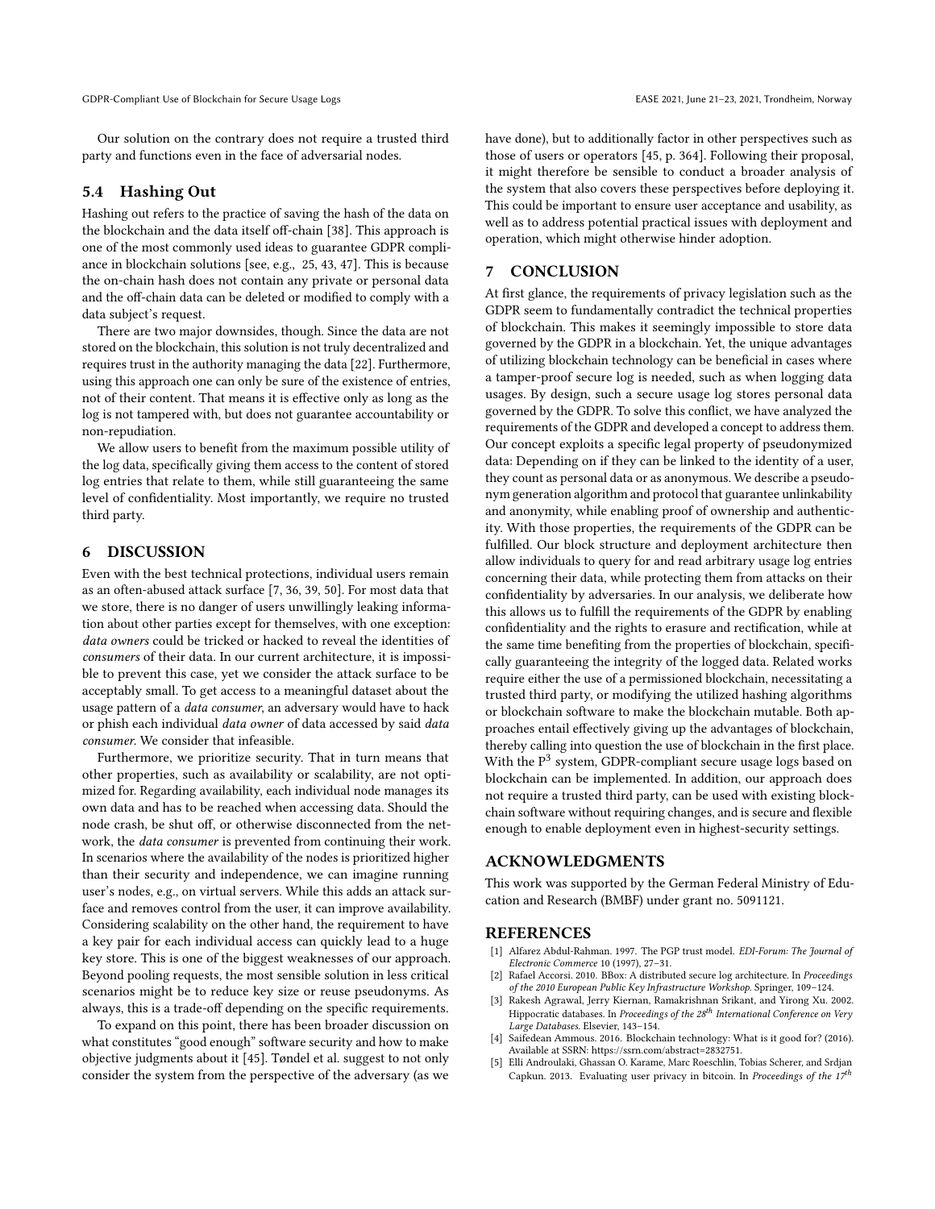Our solution on the contrary does not require a trusted third party and functions even in the face of adversarial nodes.

### 5.4 Hashing Out

Hashing out refers to the practice of saving the hash of the data on the blockchain and the data itself off-chain [38]. This approach is one of the most commonly used ideas to guarantee GDPR compliance in blockchain solutions [see, e.g., 25, 43, 47]. This is because the on-chain hash does not contain any private or personal data and the off-chain data can be deleted or modified to comply with a data subject's request.

There are two major downsides, though. Since the data are not stored on the blockchain, this solution is not truly decentralized and requires trust in the authority managing the data [22]. Furthermore, using this approach one can only be sure of the existence of entries, not of their content. That means it is effective only as long as the log is not tampered with, but does not guarantee accountability or non-repudiation.

We allow users to benefit from the maximum possible utility of the log data, specifically giving them access to the content of stored log entries that relate to them, while still guaranteeing the same level of confidentiality. Most importantly, we require no trusted third party.

## 6 DISCUSSION

Even with the best technical protections, individual users remain as an often-abused attack surface [7, 36, 39, 50]. For most data that we store, there is no danger of users unwillingly leaking information about other parties except for themselves, with one exception: *data owners* could be tricked or hacked to reveal the identities of *consumers* of their data. In our current architecture, it is impossible to prevent this case, yet we consider the attack surface to be acceptably small. To get access to a meaningful dataset about the usage pattern of a *data consumer*, an adversary would have to hack or phish each individual *data owner* of data accessed by said *data consumer*. We consider that infeasible.

Furthermore, we prioritize security. That in turn means that other properties, such as availability or scalability, are not optimized for. Regarding availability, each individual node manages its own data and has to be reached when accessing data. Should the node crash, be shut off, or otherwise disconnected from the network, the *data consumer* is prevented from continuing their work. In scenarios where the availability of the nodes is prioritized higher than their security and independence, we can imagine running user's nodes, e.g., on virtual servers. While this adds an attack surface and removes control from the user, it can improve availability. Considering scalability on the other hand, the requirement to have a key pair for each individual access can quickly lead to a huge key store. This is one of the biggest weaknesses of our approach. Beyond pooling requests, the most sensible solution in less critical scenarios might be to reduce key size or reuse pseudonyms. As always, this is a trade-off depending on the specific requirements.

To expand on this point, there has been broader discussion on what constitutes "good enough" software security and how to make objective judgments about it [45]. Tøndel et al. suggest to not only consider the system from the perspective of the adversary (as we have done), but to additionally factor in other perspectives such as those of users or operators [45, p. 364]. Following their proposal, it might therefore be sensible to conduct a broader analysis of the system that also covers these perspectives before deploying it. This could be important to ensure user acceptance and usability, as well as to address potential practical issues with deployment and operation, which might otherwise hinder adoption.

## 7 CONCLUSION

At first glance, the requirements of privacy legislation such as the GDPR seem to fundamentally contradict the technical properties of blockchain. This makes it seemingly impossible to store data governed by the GDPR in a blockchain. Yet, the unique advantages of utilizing blockchain technology can be beneficial in cases where a tamper-proof secure log is needed, such as when logging data usages. By design, such a secure usage log stores personal data governed by the GDPR. To solve this conflict, we have analyzed the requirements of the GDPR and developed a concept to address them. Our concept exploits a specific legal property of pseudonymized data: Depending on if they can be linked to the identity of a user, they count as personal data or as anonymous. We describe a pseudonym generation algorithm and protocol that guarantee unlinkability and anonymity, while enabling proof of ownership and authenticity. With those properties, the requirements of the GDPR can be fulfilled. Our block structure and deployment architecture then allow individuals to query for and read arbitrary usage log entries concerning their data, while protecting them from attacks on their confidentiality by adversaries. In our analysis, we deliberate how this allows us to fulfill the requirements of the GDPR by enabling confidentiality and the rights to erasure and rectification, while at the same time benefiting from the properties of blockchain, specifically guaranteeing the integrity of the logged data. Related works require either the use of a permissioned blockchain, necessitating a trusted third party, or modifying the utilized hashing algorithms or blockchain software to make the blockchain mutable. Both approaches entail effectively giving up the advantages of blockchain, thereby calling into question the use of blockchain in the first place. With the $P^3$ system, GDPR-compliant secure usage logs based on blockchain can be implemented. In addition, our approach does not require a trusted third party, can be used with existing blockchain software without requiring changes, and is secure and flexible enough to enable deployment even in highest-security settings.

## ACKNOWLEDGMENTS

This work was supported by the German Federal Ministry of Education and Research (BMBF) under grant no. 5091121.

## REFERENCES

- [1] Alfarez Abdul-Rahman. 1997. The PGP trust model. *EDI-Forum: The Journal of Electronic Commerce* 10 (1997), 27–31.
- [2] Rafael Accorsi. 2010. BBox: A distributed secure log architecture. In *Proceedings of the 2010 European Public Key Infrastructure Workshop*. Springer, 109–124.
- [3] Rakesh Agrawal, Jerry Kiernan, Ramakrishnan Srikant, and Yirong Xu. 2002. Hippocratic databases. In *Proceedings of the 28th International Conference on Very Large Databases*. Elsevier, 143–154.
- [4] Saifedean Ammous. 2016. Blockchain technology: What is it good for? (2016). Available at SSRN: https://ssrn.com/abstract=2832751.
- [5] Elli Androulaki, Ghassan O. Karame, Marc Roeschlin, Tobias Scherer, and Srdjan Capkun. 2013. Evaluating user privacy in bitcoin. In *Proceedings of the 17th*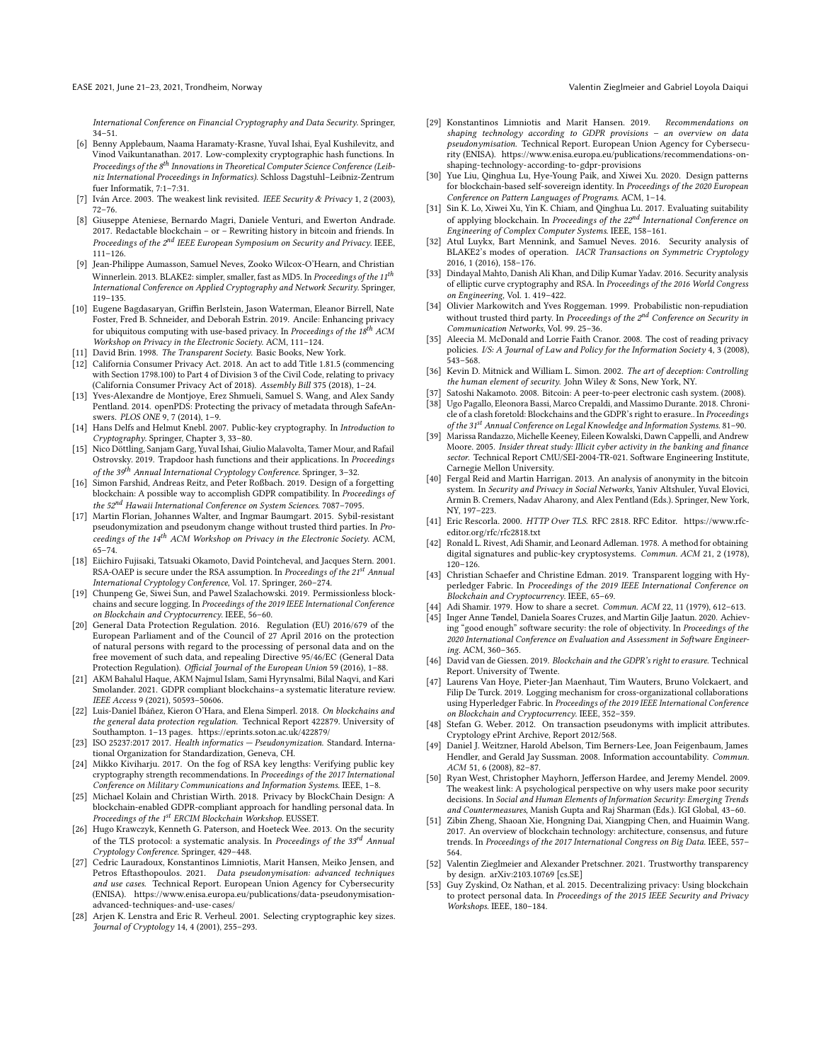International Conference on Financial Cryptography and Data Security*. Springer, 34–51.

[6] Benny Applebaum, Naama Haramaty-Krasne, Yuval Ishai, Eyal Kushilevitz, and Vinod Vaikuntanathan. 2017. Low-complexity cryptographic hash functions. In *Proceedings of the 8th Innovations in Theoretical Computer Science Conference (Leibniz International Proceedings in Informatics)*. Schloss Dagstuhl–Leibniz-Zentrum fuer Informatik, 7:1–7:31.

[7] Iván Arce. 2003. The weakest link revisited. *IEEE Security & Privacy* 1, 2 (2003), 72–76.

[8] Giuseppe Ateniese, Bernardo Magri, Daniele Venturi, and Ewerton Andrade. 2017. Redactable blockchain – or – Rewriting history in bitcoin and friends. In *Proceedings of the 2nd IEEE European Symposium on Security and Privacy*. IEEE, 111–126.

[9] Jean-Philippe Aumasson, Samuel Neves, Zooko Wilcox-O'Hearn, and Christian Winnerlein. 2013. BLAKE2: simpler, smaller, fast as MD5. In *Proceedings of the 11th International Conference on Applied Cryptography and Network Security*. Springer, 119–135.

[10] Eugene Bagdasaryan, Griffin Berlstein, Jason Waterman, Eleanor Birrell, Nate Foster, Fred B. Schneider, and Deborah Estrin. 2019. Ancile: Enhancing privacy for ubiquitous computing with use-based privacy. In *Proceedings of the 18th ACM Workshop on Privacy in the Electronic Society*. ACM, 111–124.

[11] David Brin. 1998. *The Transparent Society*. Basic Books, New York.

[12] California Consumer Privacy Act. 2018. An act to add Title 1.81.5 (commencing with Section 1798.100) to Part 4 of Division 3 of the Civil Code, relating to privacy (California Consumer Privacy Act of 2018). *Assembly Bill* 375 (2018), 1–24.

[13] Yves-Alexandre de Montjoye, Erez Shmueli, Samuel S. Wang, and Alex Sandy Pentland. 2014. openPDS: Protecting the privacy of metadata through SafeAnswers. *PLOS ONE* 9, 7 (2014), 1–9.

[14] Hans Delfs and Helmut Knebl. 2007. Public-key cryptography. In *Introduction to Cryptography*. Springer, Chapter 3, 33–80.

[15] Nico Döttling, Sanjam Garg, Yuval Ishai, Giulio Malavolta, Tamer Mour, and Rafail Ostrovsky. 2019. Trapdoor hash functions and their applications. In *Proceedings of the 39th Annual International Cryptology Conference*. Springer, 3–32.

[16] Simon Farshid, Andreas Reitz, and Peter Roßbach. 2019. Design of a forgetting blockchain: A possible way to accomplish GDPR compatibility. In *Proceedings of the 52nd Hawaii International Conference on System Sciences*. 7087–7095.

[17] Martin Florian, Johannes Walter, and Ingmar Baumgart. 2015. Sybil-resistant pseudonymization and pseudonym change without trusted third parties. In *Proceedings of the 14th ACM Workshop on Privacy in the Electronic Society*. ACM, 65–74.

[18] Eiichiro Fujisaki, Tatsuaki Okamoto, David Pointcheval, and Jacques Stern. 2001. RSA-OAEP is secure under the RSA assumption. In *Proceedings of the 21st Annual International Cryptology Conference*, Vol. 17. Springer, 260–274.

[19] Chunpeng Ge, Siwei Sun, and Pawel Szalachowski. 2019. Permissionless blockchains and secure logging. In *Proceedings of the 2019 IEEE International Conference on Blockchain and Cryptocurrency*. IEEE, 56–60.

[20] General Data Protection Regulation. 2016. Regulation (EU) 2016/679 of the European Parliament and of the Council of 27 April 2016 on the protection of natural persons with regard to the processing of personal data and on the free movement of such data, and repealing Directive 95/46/EC (General Data Protection Regulation). *Official Journal of the European Union* 59 (2016), 1–88.

[21] AKM Bahalul Haque, AKM Najmul Islam, Sami Hyrynsalmi, Bilal Naqvi, and Kari Smolander. 2021. GDPR compliant blockchains–a systematic literature review. *IEEE Access* 9 (2021), 50593–50606.

[22] Luis-Daniel Ibáñez, Kieron O'Hara, and Elena Simperl. 2018. *On blockchains and the general data protection regulation*. Technical Report 422879. University of Southampton. 1–13 pages. https://eprints.soton.ac.uk/422879/

[23] ISO 25237:2017 2017. *Health informatics — Pseudonymization*. Standard. International Organization for Standardization, Geneva, CH.

[24] Mikko Kiviharju. 2017. On the fog of RSA key lengths: Verifying public key cryptography strength recommendations. In *Proceedings of the 2017 International Conference on Military Communications and Information Systems*. IEEE, 1–8.

[25] Michael Kolain and Christian Wirth. 2018. Privacy by BlockChain Design: A blockchain-enabled GDPR-compliant approach for handling personal data. In *Proceedings of the 1st ERCIM Blockchain Workshop*. EUSSET.

[26] Hugo Krawczyk, Kenneth G. Paterson, and Hoeteck Wee. 2013. On the security of the TLS protocol: a systematic analysis. In *Proceedings of the 33rd Annual Cryptology Conference*. Springer, 429–448.

[27] Cedric Lauradoux, Konstantinos Limniotis, Marit Hansen, Meiko Jensen, and Petros Eftasthopoulos. 2021. *Data pseudonymisation: advanced techniques and use cases*. Technical Report. European Union Agency for Cybersecurity (ENISA). https://www.enisa.europa.eu/publications/data-pseudonymisation-advanced-techniques-and-use-cases/

[28] Arjen K. Lenstra and Eric R. Verheul. 2001. Selecting cryptographic key sizes. *Journal of Cryptology* 14, 4 (2001), 255–293.

[29] Konstantinos Limniotis and Marit Hansen. 2019. *Recommendations on shaping technology according to GDPR provisions – an overview on data pseudonymisation*. Technical Report. European Union Agency for Cybersecurity (ENISA). https://www.enisa.europa.eu/publications/recommendations-on-shaping-technology-according-to-gdpr-provisions

[30] Yue Liu, Qinghua Lu, Hye-Young Paik, and Xiwei Xu. 2020. Design patterns for blockchain-based self-sovereign identity. In *Proceedings of the 2020 European Conference on Pattern Languages of Programs*. ACM, 1–14.

[31] Sin K. Lo, Xiwei Xu, Yin K. Chiam, and Qinghua Lu. 2017. Evaluating suitability of applying blockchain. In *Proceedings of the 22nd International Conference on Engineering of Complex Computer Systems*. IEEE, 158–161.

[32] Atul Luykx, Bart Mennink, and Samuel Neves. 2016. Security analysis of BLAKE2's modes of operation. *IACR Transactions on Symmetric Cryptology* 2016, 1 (2016), 158–176.

[33] Dindayal Mahto, Danish Ali Khan, and Dilip Kumar Yadav. 2016. Security analysis of elliptic curve cryptography and RSA. In *Proceedings of the 2016 World Congress on Engineering*, Vol. 1. 419–422.

[34] Olivier Markowitch and Yves Roggeman. 1999. Probabilistic non-repudiation without trusted third party. In *Proceedings of the 2nd Conference on Security in Communication Networks*, Vol. 99. 25–36.

[35] Aleecia M. McDonald and Lorrie Faith Cranor. 2008. The cost of reading privacy policies. *I/S: A Journal of Law and Policy for the Information Society* 4, 3 (2008), 543–568.

[36] Kevin D. Mitnick and William L. Simon. 2002. *The art of deception: Controlling the human element of security*. John Wiley & Sons, New York, NY.

[37] Satoshi Nakamoto. 2008. Bitcoin: A peer-to-peer electronic cash system. (2008).

[38] Ugo Pagallo, Eleonora Bassi, Marco Crepaldi, and Massimo Durante. 2018. Chronicle of a clash foretold: Blockchains and the GDPR's right to erasure.. In *Proceedings of the 31st Annual Conference on Legal Knowledge and Information Systems*. 81–90.

[39] Marissa Randazzo, Michelle Keeney, Eileen Kowalski, Dawn Cappelli, and Andrew Moore. 2005. *Insider threat study: Illicit cyber activity in the banking and finance sector*. Technical Report CMU/SEI-2004-TR-021. Software Engineering Institute, Carnegie Mellon University.

[40] Fergal Reid and Martin Harrigan. 2013. An analysis of anonymity in the bitcoin system. In *Security and Privacy in Social Networks*, Yaniv Altshuler, Yuval Elovici, Armin B. Cremers, Nadav Aharony, and Alex Pentland (Eds.). Springer, New York, NY, 197–223.

[41] Eric Rescorla. 2000. *HTTP Over TLS*. RFC 2818. RFC Editor. https://www.rfc-editor.org/rfc/rfc2818.txt

[42] Ronald L. Rivest, Adi Shamir, and Leonard Adleman. 1978. A method for obtaining digital signatures and public-key cryptosystems. *Commun. ACM* 21, 2 (1978), 120–126.

[43] Christian Schaefer and Christine Edman. 2019. Transparent logging with Hyperledger Fabric. In *Proceedings of the 2019 IEEE International Conference on Blockchain and Cryptocurrency*. IEEE, 65–69.

[44] Adi Shamir. 1979. How to share a secret. *Commun. ACM* 22, 11 (1979), 612–613.

[45] Inger Anne Tøndel, Daniela Soares Cruzes, and Martin Gilje Jaatun. 2020. Achieving "good enough" software security: the role of objectivity. In *Proceedings of the 2020 International Conference on Evaluation and Assessment in Software Engineering*. ACM, 360–365.

[46] David van de Giessen. 2019. *Blockchain and the GDPR's right to erasure*. Technical Report. University of Twente.

[47] Laurens Van Hoye, Pieter-Jan Maenhaut, Tim Wauters, Bruno Volckaert, and Filip De Turck. 2019. Logging mechanism for cross-organizational collaborations using Hyperledger Fabric. In *Proceedings of the 2019 IEEE International Conference on Blockchain and Cryptocurrency*. IEEE, 352–359.

[48] Stefan G. Weber. 2012. On transaction pseudonyms with implicit attributes. Cryptology ePrint Archive, Report 2012/568.

[49] Daniel J. Weitzner, Harold Abelson, Tim Berners-Lee, Joan Feigenbaum, James Hendler, and Gerald Jay Sussman. 2008. Information accountability. *Commun. ACM* 51, 6 (2008), 82–87.

[50] Ryan West, Christopher Mayhorn, Jefferson Hardee, and Jeremy Mendel. 2009. The weakest link: A psychological perspective on why users make poor security decisions. In *Social and Human Elements of Information Security: Emerging Trends and Countermeasures*, Manish Gupta and Raj Sharman (Eds.). IGI Global, 43–60.

[51] Zibin Zheng, Shaoan Xie, Hongning Dai, Xiangping Chen, and Huaimin Wang. 2017. An overview of blockchain technology: architecture, consensus, and future trends. In *Proceedings of the 2017 International Congress on Big Data*. IEEE, 557–564.

[52] Valentin Zieglmeier and Alexander Pretschner. 2021. Trustworthy transparency by design. arXiv:2103.10769 [cs.SE]

[53] Guy Zyskind, Oz Nathan, et al. 2015. Decentralizing privacy: Using blockchain to protect personal data. In *Proceedings of the 2015 IEEE Security and Privacy Workshops*. IEEE, 180–184.